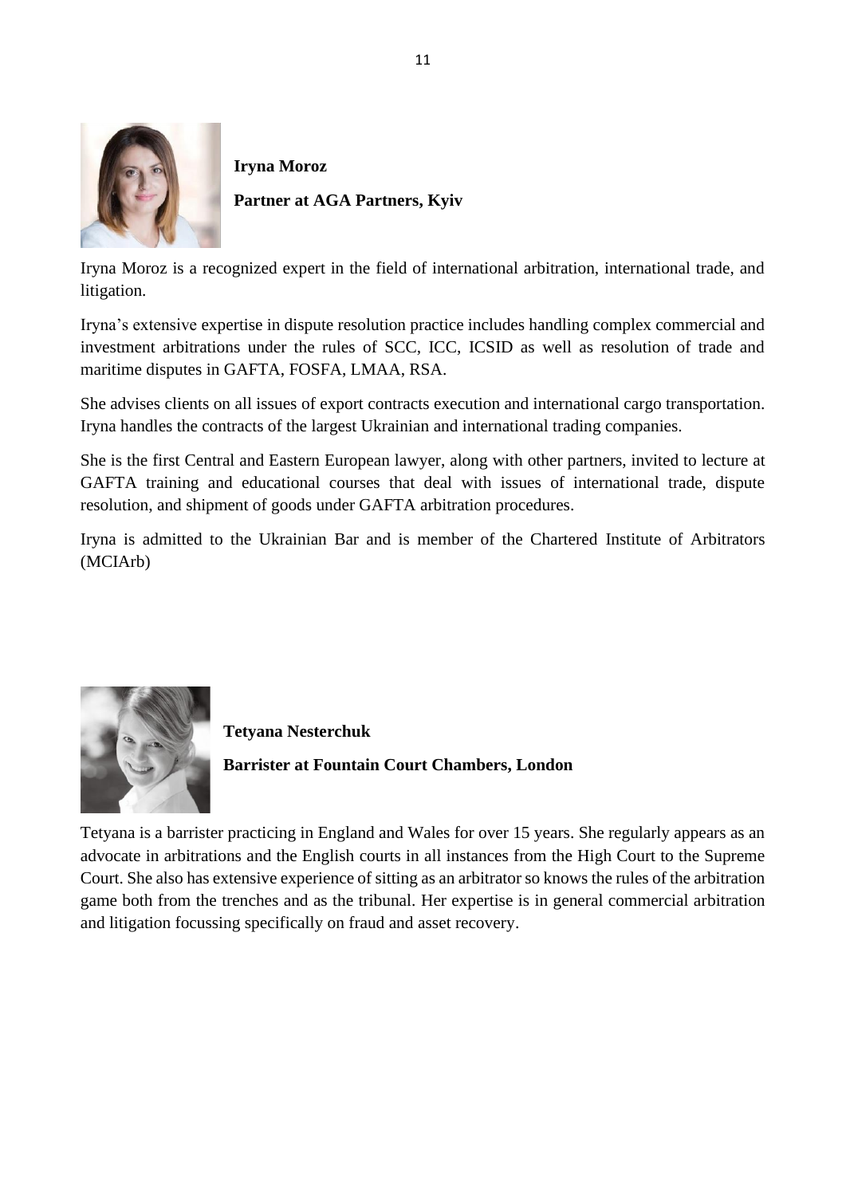**Iryna Moroz**

**Partner at AGA Partners, Kyiv**

Iryna Moroz is a recognized expert in the field of international arbitration, international trade, and litigation.

Iryna's extensive expertise in dispute resolution practice includes handling complex commercial and investment arbitrations under the rules of SCC, ICC, ICSID as well as resolution of trade and maritime disputes in GAFTA, FOSFA, LMAA, RSA.

She advises clients on all issues of export contracts execution and international cargo transportation. Iryna handles the contracts of the largest Ukrainian and international trading companies.

She is the first Central and Eastern European lawyer, along with other partners, invited to lecture at GAFTA training and educational courses that deal with issues of international trade, dispute resolution, and shipment of goods under GAFTA arbitration procedures.

Iryna is admitted to the Ukrainian Bar and is member of the Chartered Institute of Arbitrators (MCIArb)

**Tetyana Nesterchuk**

**Barrister at Fountain Court Chambers, London**

Tetyana is a barrister practicing in England and Wales for over 15 years. She regularly appears as an advocate in arbitrations and the English courts in all instances from the High Court to the Supreme Court. She also has extensive experience of sitting as an arbitrator so knows the rules of the arbitration game both from the trenches and as the tribunal. Her expertise is in general commercial arbitration and litigation focussing specifically on fraud and asset recovery.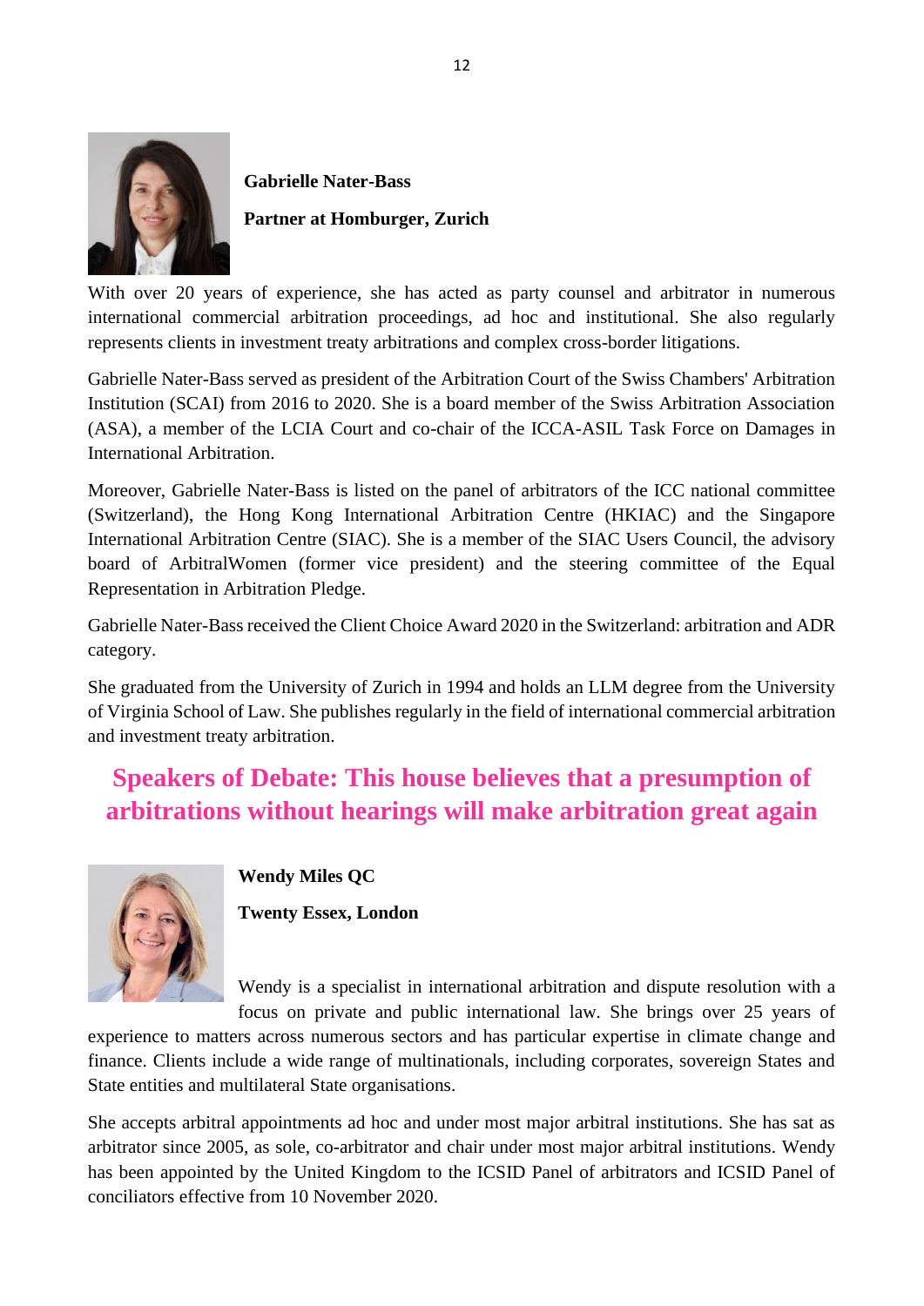**Gabrielle Nater-Bass**

**Partner at Homburger, Zurich**

With over 20 years of experience, she has acted as party counsel and arbitrator in numerous international commercial arbitration proceedings, ad hoc and institutional. She also regularly represents clients in investment treaty arbitrations and complex cross-border litigations.

Gabrielle Nater-Bass served as president of the Arbitration Court of the Swiss Chambers' Arbitration Institution (SCAI) from 2016 to 2020. She is a board member of the Swiss Arbitration Association (ASA), a member of the LCIA Court and co-chair of the ICCA-ASIL Task Force on Damages in International Arbitration.

Moreover, Gabrielle Nater-Bass is listed on the panel of arbitrators of the ICC national committee (Switzerland), the Hong Kong International Arbitration Centre (HKIAC) and the Singapore International Arbitration Centre (SIAC). She is a member of the SIAC Users Council, the advisory board of ArbitralWomen (former vice president) and the steering committee of the Equal Representation in Arbitration Pledge.

Gabrielle Nater-Bass received the Client Choice Award 2020 in the Switzerland: arbitration and ADR category.

She graduated from the University of Zurich in 1994 and holds an LLM degree from the University of Virginia School of Law. She publishes regularly in the field of international commercial arbitration and investment treaty arbitration.

## Speakers of Debate: This house believes that a presumption of arbitrations without hearings will make arbitration great again

**Wendy Miles QC**

**Twenty Essex, London**

Wendy is a specialist in international arbitration and dispute resolution with a focus on private and public international law. She brings over 25 years of experience to matters across numerous sectors and has particular expertise in climate change and finance. Clients include a wide range of multinationals, including corporates, sovereign States and State entities and multilateral State organisations.

She accepts arbitral appointments ad hoc and under most major arbitral institutions. She has sat as arbitrator since 2005, as sole, co-arbitrator and chair under most major arbitral institutions. Wendy has been appointed by the United Kingdom to the ICSID Panel of arbitrators and ICSID Panel of conciliators effective from 10 November 2020.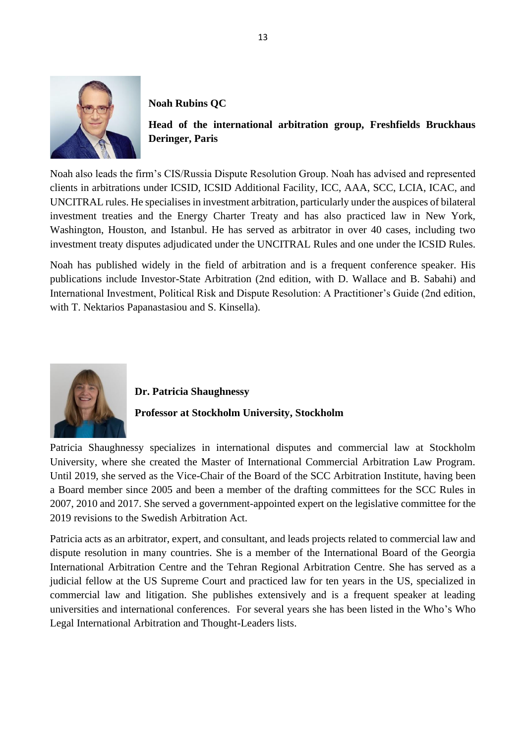**Noah Rubins QC**

**Head of the international arbitration group, Freshfields Bruckhaus Deringer, Paris**

Noah also leads the firm's CIS/Russia Dispute Resolution Group. Noah has advised and represented clients in arbitrations under ICSID, ICSID Additional Facility, ICC, AAA, SCC, LCIA, ICAC, and UNCITRAL rules. He specialises in investment arbitration, particularly under the auspices of bilateral investment treaties and the Energy Charter Treaty and has also practiced law in New York, Washington, Houston, and Istanbul. He has served as arbitrator in over 40 cases, including two investment treaty disputes adjudicated under the UNCITRAL Rules and one under the ICSID Rules.

Noah has published widely in the field of arbitration and is a frequent conference speaker. His publications include Investor-State Arbitration (2nd edition, with D. Wallace and B. Sabahi) and International Investment, Political Risk and Dispute Resolution: A Practitioner's Guide (2nd edition, with T. Nektarios Papanastasiou and S. Kinsella).

**Dr. Patricia Shaughnessy**

**Professor at Stockholm University, Stockholm**

Patricia Shaughnessy specializes in international disputes and commercial law at Stockholm University, where she created the Master of International Commercial Arbitration Law Program. Until 2019, she served as the Vice-Chair of the Board of the SCC Arbitration Institute, having been a Board member since 2005 and been a member of the drafting committees for the SCC Rules in 2007, 2010 and 2017. She served a government-appointed expert on the legislative committee for the 2019 revisions to the Swedish Arbitration Act.

Patricia acts as an arbitrator, expert, and consultant, and leads projects related to commercial law and dispute resolution in many countries. She is a member of the International Board of the Georgia International Arbitration Centre and the Tehran Regional Arbitration Centre. She has served as a judicial fellow at the US Supreme Court and practiced law for ten years in the US, specialized in commercial law and litigation. She publishes extensively and is a frequent speaker at leading universities and international conferences. For several years she has been listed in the Who's Who Legal International Arbitration and Thought-Leaders lists.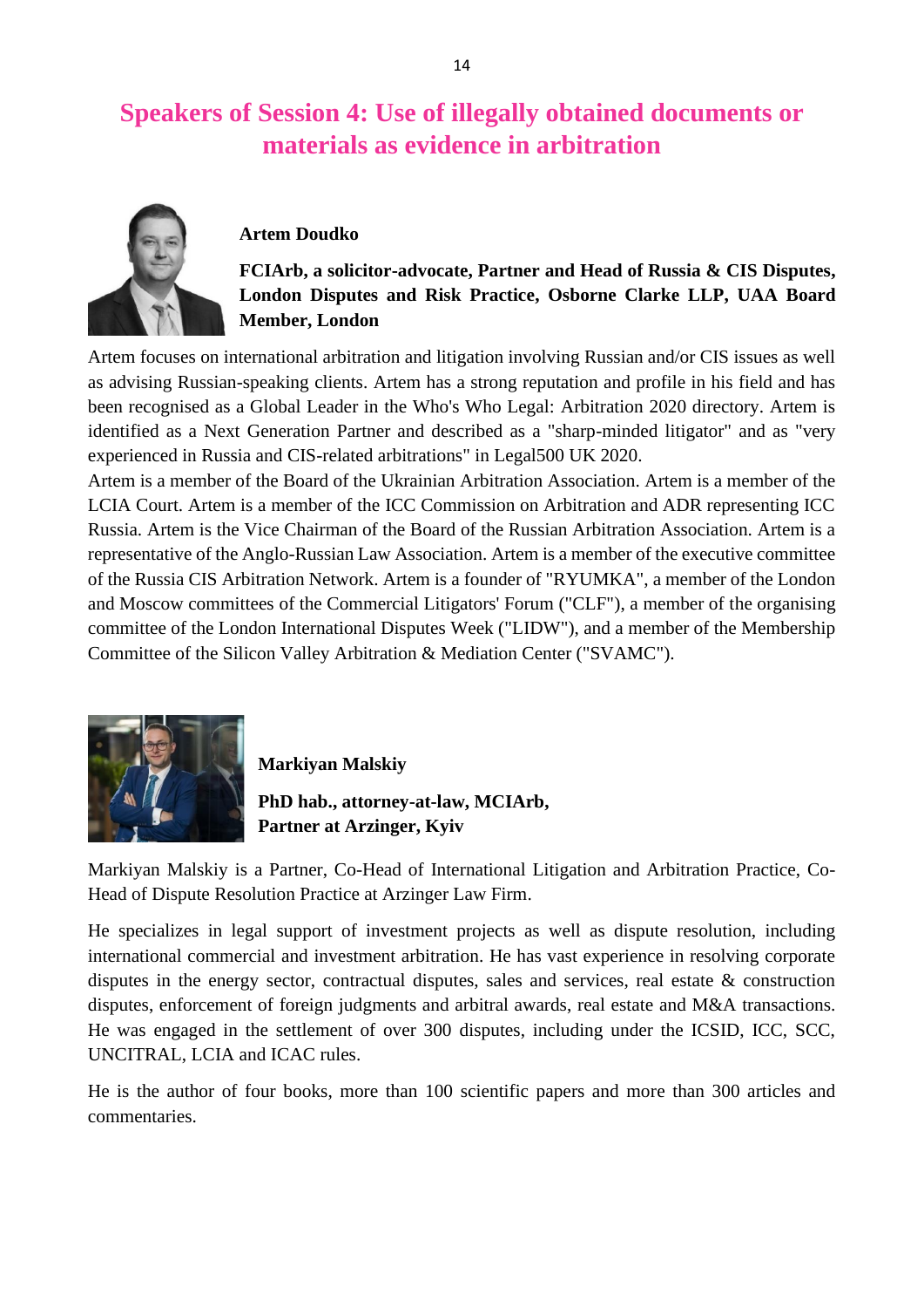# Speakers of Session 4: Use of illegally obtained documents or materials as evidence in arbitration

**Artem Doudko**

**FCIArb, a solicitor-advocate, Partner and Head of Russia & CIS Disputes, London Disputes and Risk Practice, Osborne Clarke LLP, UAA Board Member, London**

Artem focuses on international arbitration and litigation involving Russian and/or CIS issues as well as advising Russian-speaking clients. Artem has a strong reputation and profile in his field and has been recognised as a Global Leader in the Who's Who Legal: Arbitration 2020 directory. Artem is identified as a Next Generation Partner and described as a "sharp-minded litigator" and as "very experienced in Russia and CIS-related arbitrations" in Legal500 UK 2020.

Artem is a member of the Board of the Ukrainian Arbitration Association. Artem is a member of the LCIA Court. Artem is a member of the ICC Commission on Arbitration and ADR representing ICC Russia. Artem is the Vice Chairman of the Board of the Russian Arbitration Association. Artem is a representative of the Anglo-Russian Law Association. Artem is a member of the executive committee of the Russia CIS Arbitration Network. Artem is a founder of "RYUMKA", a member of the London and Moscow committees of the Commercial Litigators' Forum ("CLF"), a member of the organising committee of the London International Disputes Week ("LIDW"), and a member of the Membership Committee of the Silicon Valley Arbitration & Mediation Center ("SVAMC").

**Markiyan Malskiy**

**PhD hab., attorney-at-law, MCIArb, Partner at Arzinger, Kyiv**

Markiyan Malskiy is a Partner, Co-Head of International Litigation and Arbitration Practice, Co-Head of Dispute Resolution Practice at Arzinger Law Firm.

He specializes in legal support of investment projects as well as dispute resolution, including international commercial and investment arbitration. He has vast experience in resolving corporate disputes in the energy sector, contractual disputes, sales and services, real estate & construction disputes, enforcement of foreign judgments and arbitral awards, real estate and M&A transactions. He was engaged in the settlement of over 300 disputes, including under the ICSID, ICC, SCC, UNCITRAL, LCIA and ICAC rules.

He is the author of four books, more than 100 scientific papers and more than 300 articles and commentaries.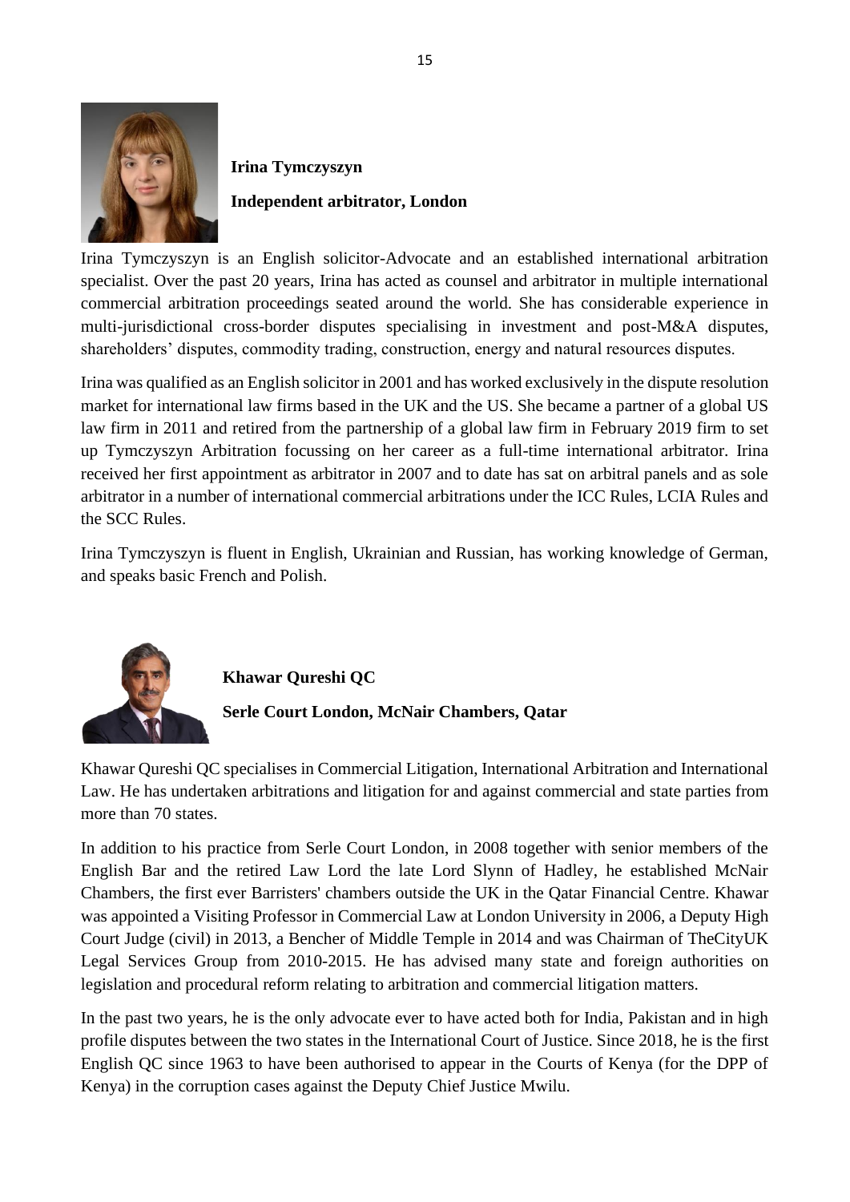**Irina Tymczyszyn**

**Independent arbitrator, London**

Irina Tymczyszyn is an English solicitor-Advocate and an established international arbitration specialist. Over the past 20 years, Irina has acted as counsel and arbitrator in multiple international commercial arbitration proceedings seated around the world. She has considerable experience in multi-jurisdictional cross-border disputes specialising in investment and post-M&A disputes, shareholders' disputes, commodity trading, construction, energy and natural resources disputes.

Irina was qualified as an English solicitor in 2001 and has worked exclusively in the dispute resolution market for international law firms based in the UK and the US. She became a partner of a global US law firm in 2011 and retired from the partnership of a global law firm in February 2019 firm to set up Tymczyszyn Arbitration focussing on her career as a full-time international arbitrator. Irina received her first appointment as arbitrator in 2007 and to date has sat on arbitral panels and as sole arbitrator in a number of international commercial arbitrations under the ICC Rules, LCIA Rules and the SCC Rules.

Irina Tymczyszyn is fluent in English, Ukrainian and Russian, has working knowledge of German, and speaks basic French and Polish.

**Khawar Qureshi QC**

**Serle Court London, McNair Chambers, Qatar**

Khawar Qureshi QC specialises in Commercial Litigation, International Arbitration and International Law. He has undertaken arbitrations and litigation for and against commercial and state parties from more than 70 states.

In addition to his practice from Serle Court London, in 2008 together with senior members of the English Bar and the retired Law Lord the late Lord Slynn of Hadley, he established McNair Chambers, the first ever Barristers' chambers outside the UK in the Qatar Financial Centre. Khawar was appointed a Visiting Professor in Commercial Law at London University in 2006, a Deputy High Court Judge (civil) in 2013, a Bencher of Middle Temple in 2014 and was Chairman of TheCityUK Legal Services Group from 2010-2015. He has advised many state and foreign authorities on legislation and procedural reform relating to arbitration and commercial litigation matters.

In the past two years, he is the only advocate ever to have acted both for India, Pakistan and in high profile disputes between the two states in the International Court of Justice. Since 2018, he is the first English QC since 1963 to have been authorised to appear in the Courts of Kenya (for the DPP of Kenya) in the corruption cases against the Deputy Chief Justice Mwilu.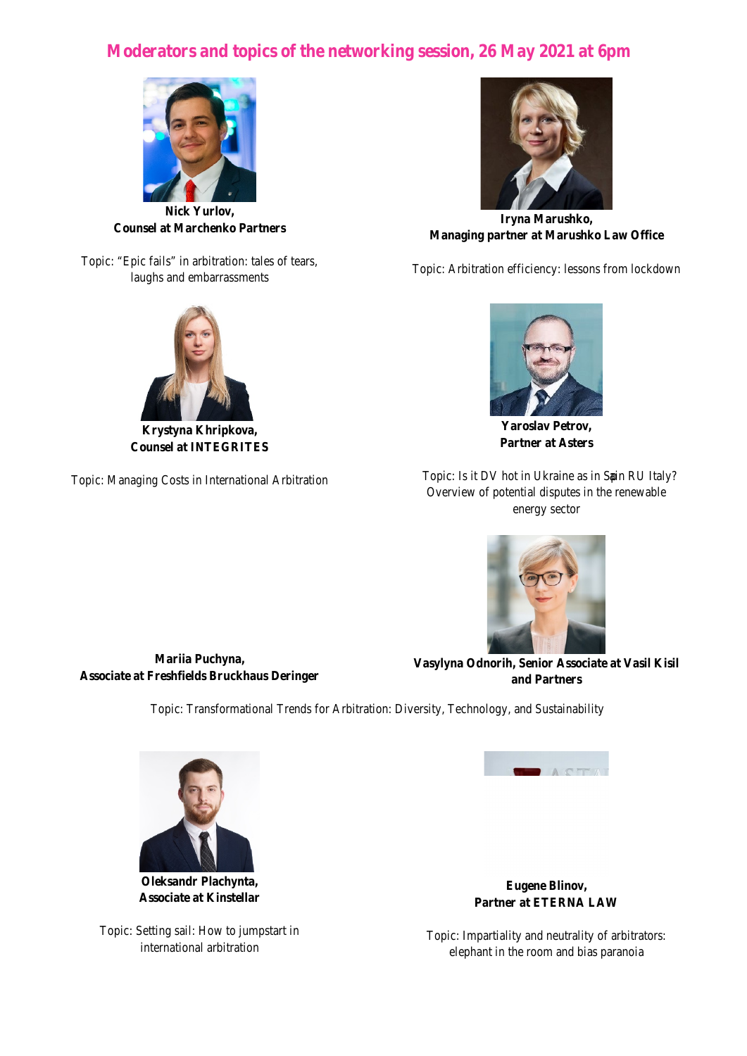# Moderators and topics of the networking session, 26 May 2021 at 6pm

**Nick Yurlov,**
**Counsel at Marchenko Partners**

Topic: "Epic fails" in arbitration: tales of tears, laughs and embarrassments

**Iryna Marushko,**
**Managing partner at Marushko Law Office**

Topic: Arbitration efficiency: lessons from lockdown

**Krystyna Khripkova,**
**Counsel at INTEGRITES**

Topic: Managing Costs in International Arbitration

**Yaroslav Petrov,**
**Partner at Asters**

Topic: Is it DV hot in Ukraine as in Spain RU Italy? Overview of potential disputes in the renewable energy sector

**Mariia Puchyna,**
**Associate at Freshfields Bruckhaus Deringer**

**Vasylyna Odnorih, Senior Associate at Vasil Kisil and Partners**

Topic: Transformational Trends for Arbitration: Diversity, Technology, and Sustainability

**Oleksandr Plachynta,**
**Associate at Kinstellar**

Topic: Setting sail: How to jumpstart in international arbitration

**Eugene Blinov,**
**Partner at ETERNA LAW**

Topic: Impartiality and neutrality of arbitrators: elephant in the room and bias paranoia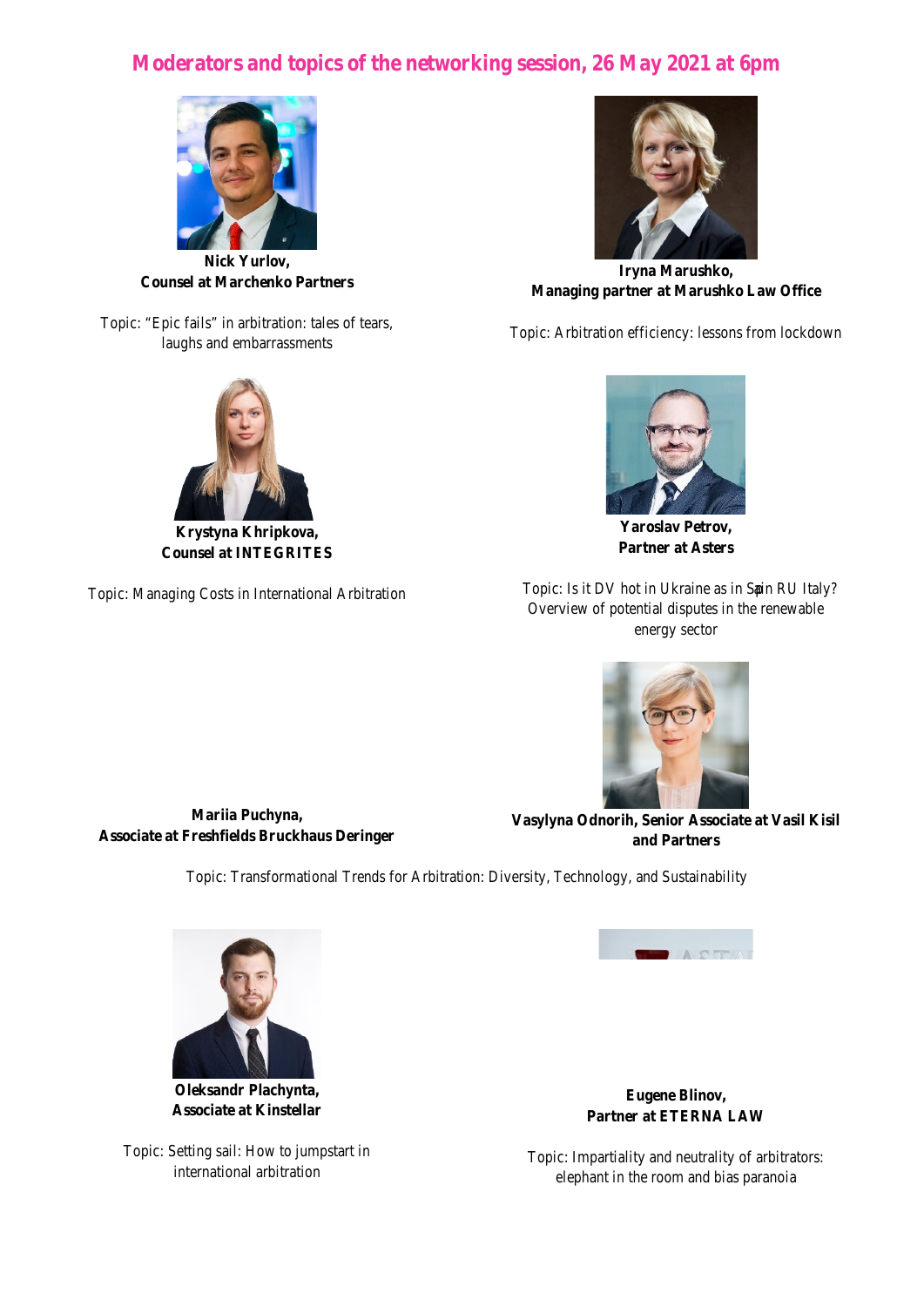## Moderators and topics of the networking session, 26 May 2021 at 6pm

**Nick Yurlov,**
**Counsel at Marchenko Partners**

Topic: "Epic fails" in arbitration: tales of tears, laughs and embarrassments

**Iryna Marushko,**
**Managing partner at Marushko Law Office**

Topic: Arbitration efficiency: lessons from lockdown

**Krystyna Khripkova,**
**Counsel at INTEGRITES**

Topic: Managing Costs in International Arbitration

**Yaroslav Petrov,**
**Partner at Asters**

Topic: Is it DV hot in Ukraine as in Spain RU Italy? Overview of potential disputes in the renewable energy sector

**Mariia Puchyna,**
**Associate at Freshfields Bruckhaus Deringer**

**Vasylyna Odnorih, Senior Associate at Vasil Kisil and Partners**

Topic: Transformational Trends for Arbitration: Diversity, Technology, and Sustainability

**Oleksandr Plachynta,**
**Associate at Kinstellar**

Topic: Setting sail: How to jumpstart in international arbitration

**Eugene Blinov,**
**Partner at ETERNA LAW**

Topic: Impartiality and neutrality of arbitrators: elephant in the room and bias paranoia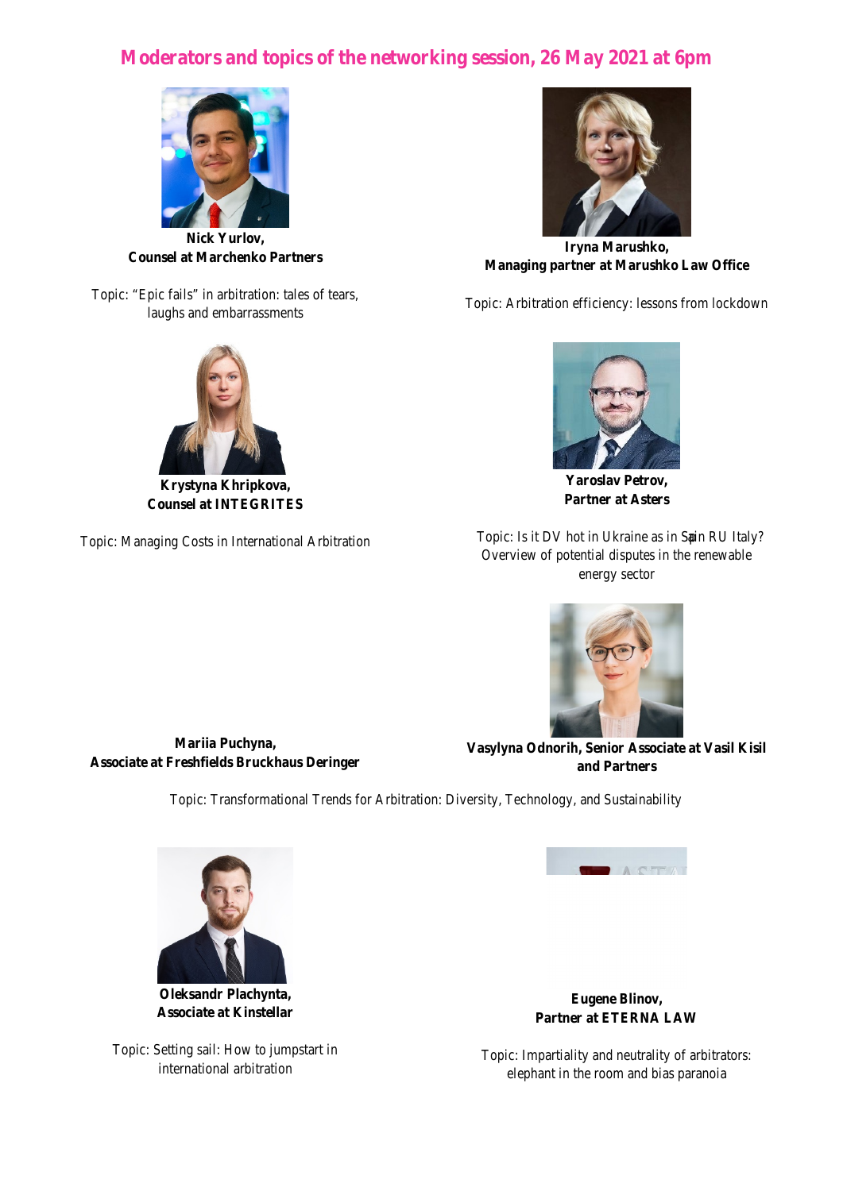# Moderators and topics of the networking session, 26 May 2021 at 6pm

**Nick Yurlov,**
**Counsel at Marchenko Partners**

Topic: "Epic fails" in arbitration: tales of tears, laughs and embarrassments

**Iryna Marushko,**
**Managing partner at Marushko Law Office**

Topic: Arbitration efficiency: lessons from lockdown

**Krystyna Khripkova,**
**Counsel at INTEGRITES**

Topic: Managing Costs in International Arbitration

**Yaroslav Petrov,**
**Partner at Asters**

Topic: Is it DV hot in Ukraine as in Spain RU Italy? Overview of potential disputes in the renewable energy sector

**Mariia Puchyna,**
**Associate at Freshfields Bruckhaus Deringer**

**Vasylyna Odnorih, Senior Associate at Vasil Kisil and Partners**

Topic: Transformational Trends for Arbitration: Diversity, Technology, and Sustainability

**Oleksandr Plachynta,**
**Associate at Kinstellar**

Topic: Setting sail: How to jumpstart in international arbitration

**Eugene Blinov,**
**Partner at ETERNA LAW**

Topic: Impartiality and neutrality of arbitrators: elephant in the room and bias paranoia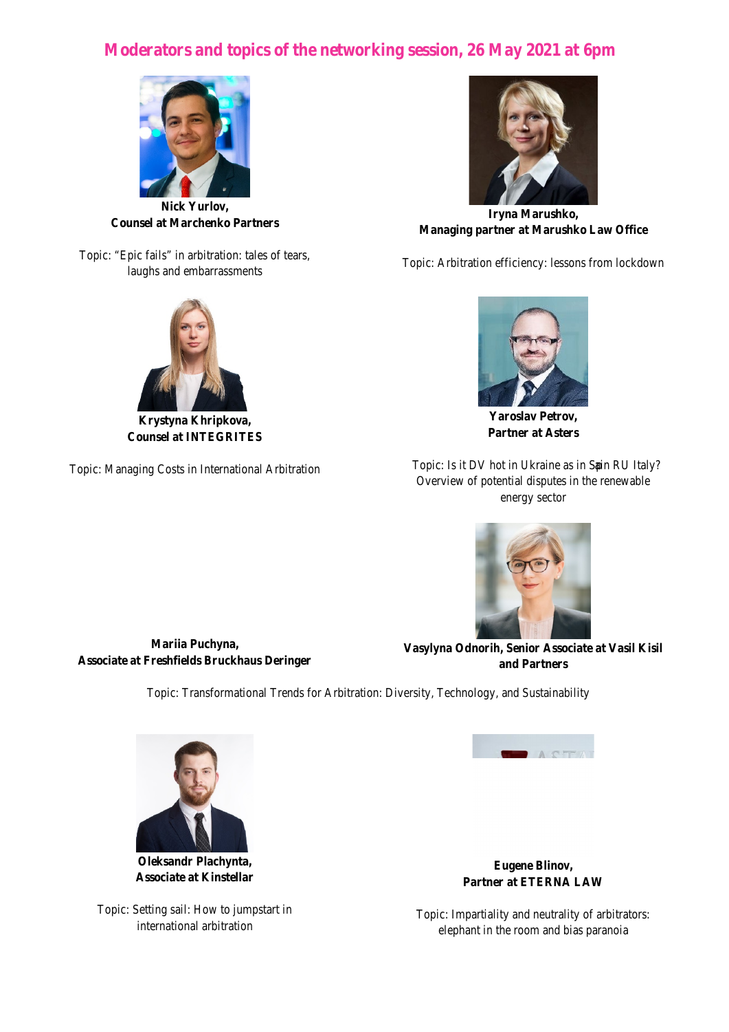# Moderators and topics of the networking session, 26 May 2021 at 6pm

**Nick Yurlov,**
**Counsel at Marchenko Partners**

Topic: "Epic fails" in arbitration: tales of tears, laughs and embarrassments

**Iryna Marushko,**
**Managing partner at Marushko Law Office**

Topic: Arbitration efficiency: lessons from lockdown

**Krystyna Khripkova,**
**Counsel at INTEGRITES**

Topic: Managing Costs in International Arbitration

**Yaroslav Petrov,**
**Partner at Asters**

Topic: Is it DV hot in Ukraine as in Spain RU Italy? Overview of potential disputes in the renewable energy sector

**Mariia Puchyna,**
**Associate at Freshfields Bruckhaus Deringer**

**Vasylyna Odnorih, Senior Associate at Vasil Kisil and Partners**

Topic: Transformational Trends for Arbitration: Diversity, Technology, and Sustainability

**Oleksandr Plachynta,**
**Associate at Kinstellar**

Topic: Setting sail: How to jumpstart in international arbitration

**Eugene Blinov,**
**Partner at ETERNA LAW**

Topic: Impartiality and neutrality of arbitrators: elephant in the room and bias paranoia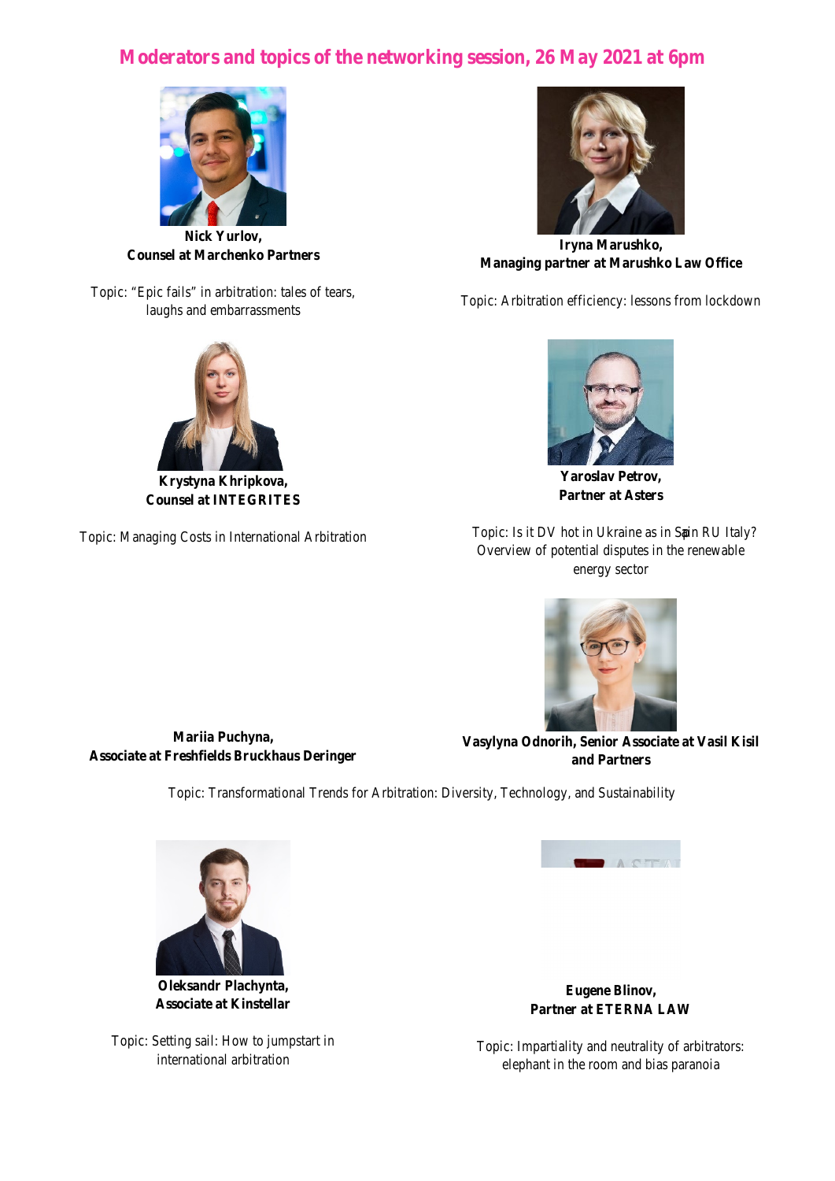# Moderators and topics of the networking session, 26 May 2021 at 6pm

**Nick Yurlov,**
**Counsel at Marchenko Partners**

Topic: "Epic fails" in arbitration: tales of tears, laughs and embarrassments

**Iryna Marushko,**
**Managing partner at Marushko Law Office**

Topic: Arbitration efficiency: lessons from lockdown

**Krystyna Khripkova,**
**Counsel at INTEGRITES**

Topic: Managing Costs in International Arbitration

**Yaroslav Petrov,**
**Partner at Asters**

Topic: Is it DV hot in Ukraine as in Spain RU Italy? Overview of potential disputes in the renewable energy sector

**Mariia Puchyna,**
**Associate at Freshfields Bruckhaus Deringer**

**Vasylyna Odnorih, Senior Associate at Vasil Kisil and Partners**

Topic: Transformational Trends for Arbitration: Diversity, Technology, and Sustainability

**Oleksandr Plachynta,**
**Associate at Kinstellar**

Topic: Setting sail: How to jumpstart in international arbitration

**Eugene Blinov,**
**Partner at ETERNA LAW**

Topic: Impartiality and neutrality of arbitrators: elephant in the room and bias paranoia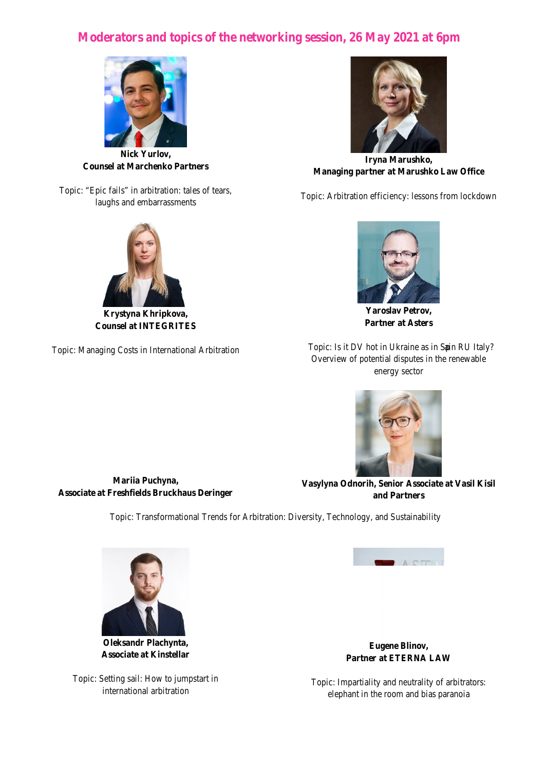# Moderators and topics of the networking session, 26 May 2021 at 6pm

**Nick Yurlov,**
**Counsel at Marchenko Partners**

Topic: "Epic fails" in arbitration: tales of tears, laughs and embarrassments

**Iryna Marushko,**
**Managing partner at Marushko Law Office**

Topic: Arbitration efficiency: lessons from lockdown

**Krystyna Khripkova,**
**Counsel at INTEGRITES**

Topic: Managing Costs in International Arbitration

**Yaroslav Petrov,**
**Partner at Asters**

Topic: Is it DV hot in Ukraine as in Spain RU Italy? Overview of potential disputes in the renewable energy sector

**Mariia Puchyna,**
**Associate at Freshfields Bruckhaus Deringer**

**Vasylyna Odnorih, Senior Associate at Vasil Kisil and Partners**

Topic: Transformational Trends for Arbitration: Diversity, Technology, and Sustainability

**Oleksandr Plachynta,**
**Associate at Kinstellar**

Topic: Setting sail: How to jumpstart in international arbitration

**Eugene Blinov,**
**Partner at ETERNA LAW**

Topic: Impartiality and neutrality of arbitrators: elephant in the room and bias paranoia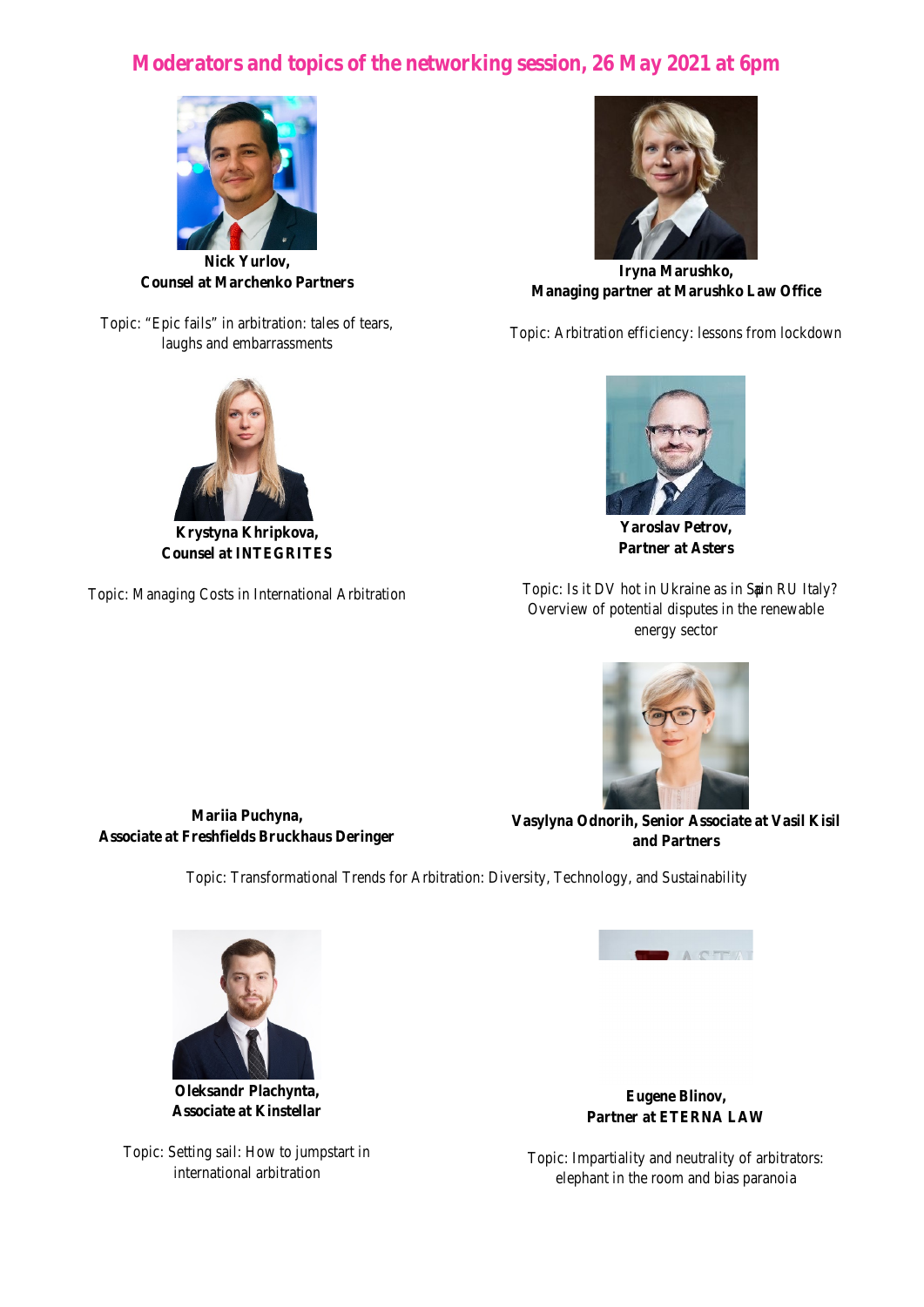# Moderators and topics of the networking session, 26 May 2021 at 6pm

**Nick Yurlov,**
**Counsel at Marchenko Partners**

Topic: "Epic fails" in arbitration: tales of tears, laughs and embarrassments

**Iryna Marushko,**
**Managing partner at Marushko Law Office**

Topic: Arbitration efficiency: lessons from lockdown

**Krystyna Khripkova,**
**Counsel at INTEGRITES**

Topic: Managing Costs in International Arbitration

**Yaroslav Petrov,**
**Partner at Asters**

Topic: Is it DV hot in Ukraine as in Spain RU Italy? Overview of potential disputes in the renewable energy sector

**Mariia Puchyna,**
**Associate at Freshfields Bruckhaus Deringer**

**Vasylyna Odnorih, Senior Associate at Vasil Kisil and Partners**

Topic: Transformational Trends for Arbitration: Diversity, Technology, and Sustainability

**Oleksandr Plachynta,**
**Associate at Kinstellar**

Topic: Setting sail: How to jumpstart in international arbitration

**Eugene Blinov,**
**Partner at ETERNA LAW**

Topic: Impartiality and neutrality of arbitrators: elephant in the room and bias paranoia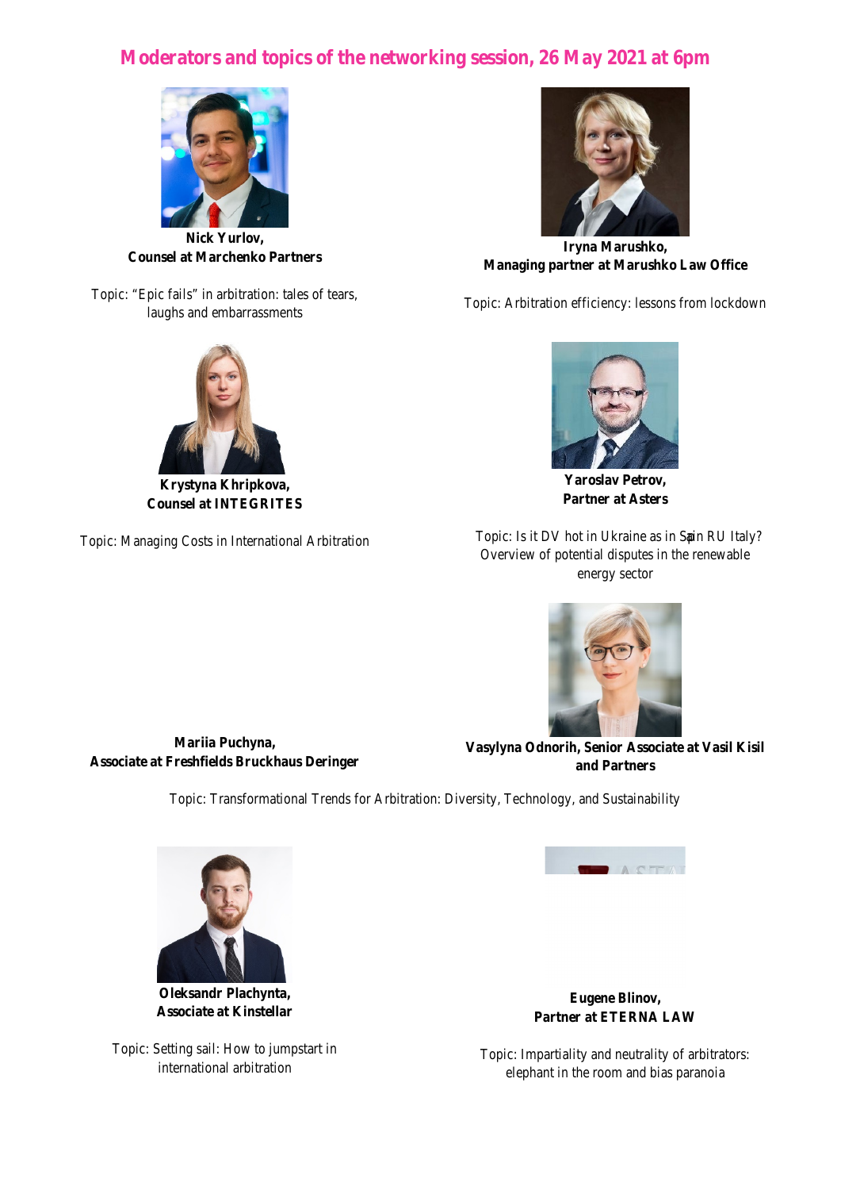# Moderators and topics of the networking session, 26 May 2021 at 6pm

**Nick Yurlov,**
**Counsel at Marchenko Partners**

Topic: "Epic fails" in arbitration: tales of tears, laughs and embarrassments

**Iryna Marushko,**
**Managing partner at Marushko Law Office**

Topic: Arbitration efficiency: lessons from lockdown

**Krystyna Khripkova,**
**Counsel at INTEGRITES**

Topic: Managing Costs in International Arbitration

**Yaroslav Petrov,**
**Partner at Asters**

Topic: Is it DV hot in Ukraine as in Spain RU Italy? Overview of potential disputes in the renewable energy sector

**Mariia Puchyna,**
**Associate at Freshfields Bruckhaus Deringer**

**Vasylyna Odnorih, Senior Associate at Vasil Kisil and Partners**

Topic: Transformational Trends for Arbitration: Diversity, Technology, and Sustainability

**Oleksandr Plachynta,**
**Associate at Kinstellar**

Topic: Setting sail: How to jumpstart in international arbitration

**Eugene Blinov,**
**Partner at ETERNA LAW**

Topic: Impartiality and neutrality of arbitrators: elephant in the room and bias paranoia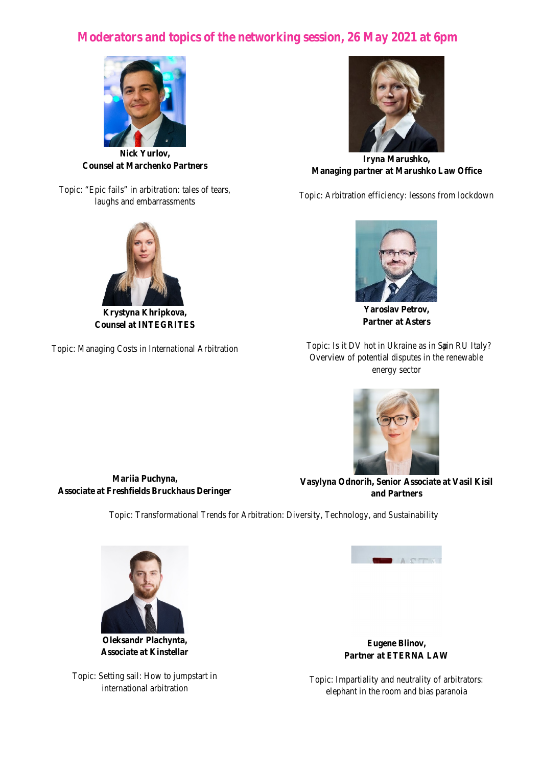# Moderators and topics of the networking session, 26 May 2021 at 6pm

**Nick Yurlov,**
**Counsel at Marchenko Partners**

Topic: "Epic fails" in arbitration: tales of tears, laughs and embarrassments

**Iryna Marushko,**
**Managing partner at Marushko Law Office**

Topic: Arbitration efficiency: lessons from lockdown

**Krystyna Khripkova,**
**Counsel at INTEGRITES**

Topic: Managing Costs in International Arbitration

**Yaroslav Petrov,**
**Partner at Asters**

Topic: Is it DV hot in Ukraine as in Spain RU Italy? Overview of potential disputes in the renewable energy sector

**Mariia Puchyna,**
**Associate at Freshfields Bruckhaus Deringer**

**Vasylyna Odnorih, Senior Associate at Vasil Kisil and Partners**

Topic: Transformational Trends for Arbitration: Diversity, Technology, and Sustainability

**Oleksandr Plachynta,**
**Associate at Kinstellar**

Topic: Setting sail: How to jumpstart in international arbitration

**Eugene Blinov,**
**Partner at ETERNA LAW**

Topic: Impartiality and neutrality of arbitrators: elephant in the room and bias paranoia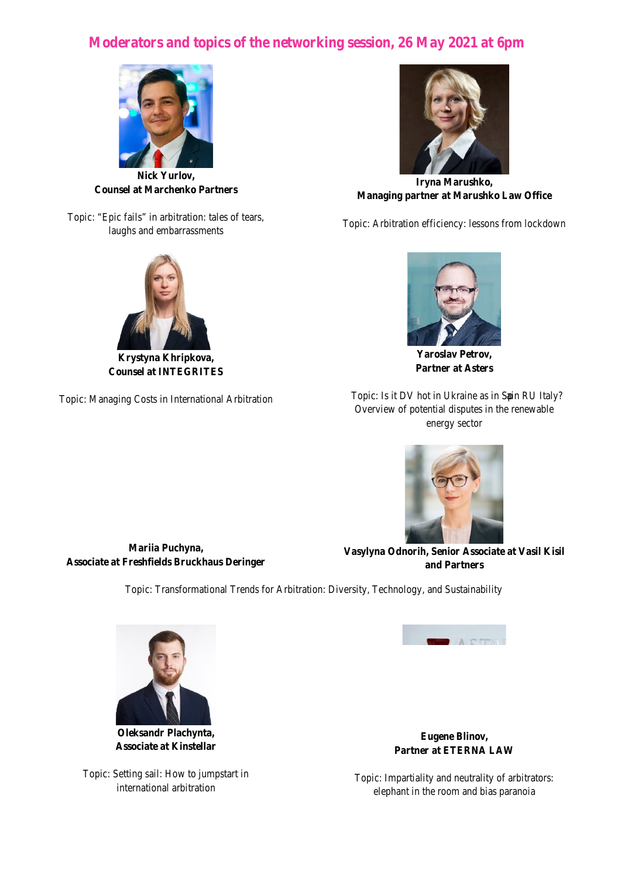## Moderators and topics of the networking session, 26 May 2021 at 6pm

**Nick Yurlov,**
**Counsel at Marchenko Partners**

Topic: "Epic fails" in arbitration: tales of tears, laughs and embarrassments

**Iryna Marushko,**
**Managing partner at Marushko Law Office**

Topic: Arbitration efficiency: lessons from lockdown

**Krystyna Khripkova,**
**Counsel at INTEGRITES**

Topic: Managing Costs in International Arbitration

**Yaroslav Petrov,**
**Partner at Asters**

Topic: Is it DV hot in Ukraine as in Spain RU Italy? Overview of potential disputes in the renewable energy sector

**Mariia Puchyna,**
**Associate at Freshfields Bruckhaus Deringer**

**Vasylyna Odnorih, Senior Associate at Vasil Kisil and Partners**

Topic: Transformational Trends for Arbitration: Diversity, Technology, and Sustainability

**Oleksandr Plachynta,**
**Associate at Kinstellar**

Topic: Setting sail: How to jumpstart in international arbitration

**Eugene Blinov,**
**Partner at ETERNA LAW**

Topic: Impartiality and neutrality of arbitrators: elephant in the room and bias paranoia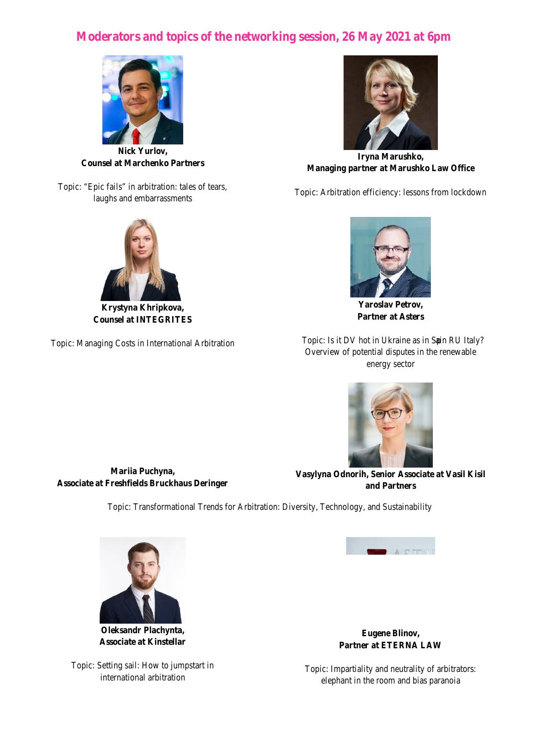# Moderators and topics of the networking session, 26 May 2021 at 6pm

**Nick Yurlov,**
**Counsel at Marchenko Partners**

Topic: "Epic fails" in arbitration: tales of tears, laughs and embarrassments

**Iryna Marushko,**
**Managing partner at Marushko Law Office**

Topic: Arbitration efficiency: lessons from lockdown

**Krystyna Khripkova,**
**Counsel at INTEGRITES**

Topic: Managing Costs in International Arbitration

**Yaroslav Petrov,**
**Partner at Asters**

Topic: Is it DV hot in Ukraine as in Spain RU Italy? Overview of potential disputes in the renewable energy sector

**Mariia Puchyna,**
**Associate at Freshfields Bruckhaus Deringer**

**Vasylyna Odnorih, Senior Associate at Vasil Kisil and Partners**

Topic: Transformational Trends for Arbitration: Diversity, Technology, and Sustainability

**Oleksandr Plachynta,**
**Associate at Kinstellar**

Topic: Setting sail: How to jumpstart in international arbitration

**Eugene Blinov,**
**Partner at ETERNA LAW**

Topic: Impartiality and neutrality of arbitrators: elephant in the room and bias paranoia